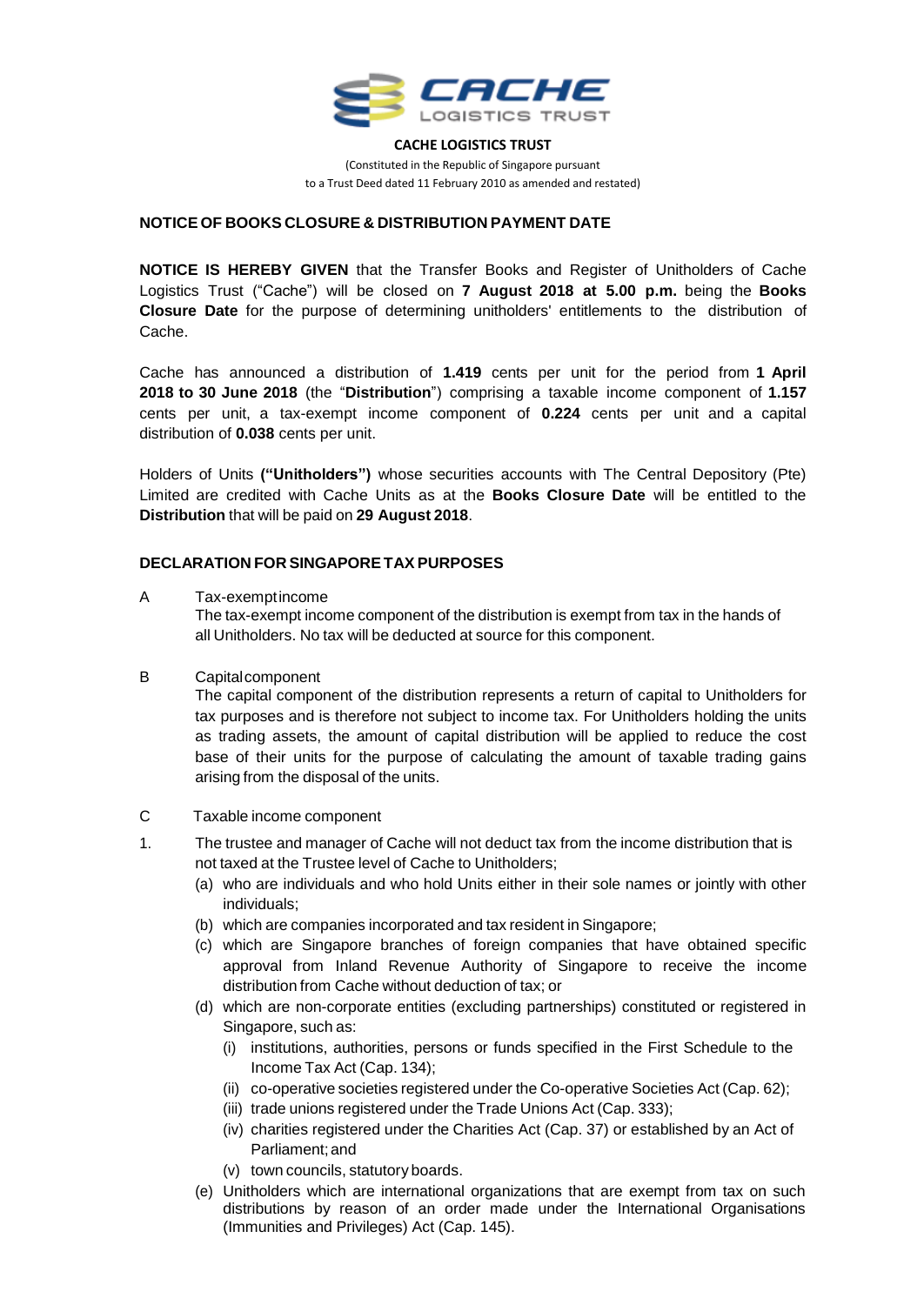**CACHE LOGISTICS TRUST**

(Constituted in the Republic of Singapore pursuant to a Trust Deed dated 11 February 2010 as amended and restated)

**NOTICE OF BOOKS CLOSURE & DISTRIBUTION PAYMENT DATE**

**NOTICE IS HEREBY GIVEN** that the Transfer Books and Register of Unitholders of Cache Logistics Trust ("Cache") will be closed on **7 August 2018 at 5.00 p.m.** being the **Books Closure Date** for the purpose of determining unitholders' entitlements to the distribution of Cache.

Cache has announced a distribution of **1.419** cents per unit for the period from **1 April 2018 to 30 June 2018** (the "**Distribution**") comprising a taxable income component of **1.157** cents per unit, a tax-exempt income component of **0.224** cents per unit and a capital distribution of **0.038** cents per unit.

Holders of Units **("Unitholders")** whose securities accounts with The Central Depository (Pte) Limited are credited with Cache Units as at the **Books Closure Date** will be entitled to the **Distribution** that will be paid on **29 August 2018**.

**DECLARATION FOR SINGAPORE TAX PURPOSES**

A Tax-exempt income

The tax-exempt income component of the distribution is exempt from tax in the hands of all Unitholders. No tax will be deducted at source for this component.

B Capital component

The capital component of the distribution represents a return of capital to Unitholders for tax purposes and is therefore not subject to income tax. For Unitholders holding the units as trading assets, the amount of capital distribution will be applied to reduce the cost base of their units for the purpose of calculating the amount of taxable trading gains arising from the disposal of the units.

C Taxable income component

1. The trustee and manager of Cache will not deduct tax from the income distribution that is not taxed at the Trustee level of Cache to Unitholders;
   - (a) who are individuals and who hold Units either in their sole names or jointly with other individuals;
   - (b) which are companies incorporated and tax resident in Singapore;
   - (c) which are Singapore branches of foreign companies that have obtained specific approval from Inland Revenue Authority of Singapore to receive the income distribution from Cache without deduction of tax; or
   - (d) which are non-corporate entities (excluding partnerships) constituted or registered in Singapore, such as:
     - (i) institutions, authorities, persons or funds specified in the First Schedule to the Income Tax Act (Cap. 134);
     - (ii) co-operative societies registered under the Co-operative Societies Act (Cap. 62);
     - (iii) trade unions registered under the Trade Unions Act (Cap. 333);
     - (iv) charities registered under the Charities Act (Cap. 37) or established by an Act of Parliament; and
     - (v) town councils, statutory boards.
   - (e) Unitholders which are international organizations that are exempt from tax on such distributions by reason of an order made under the International Organisations (Immunities and Privileges) Act (Cap. 145).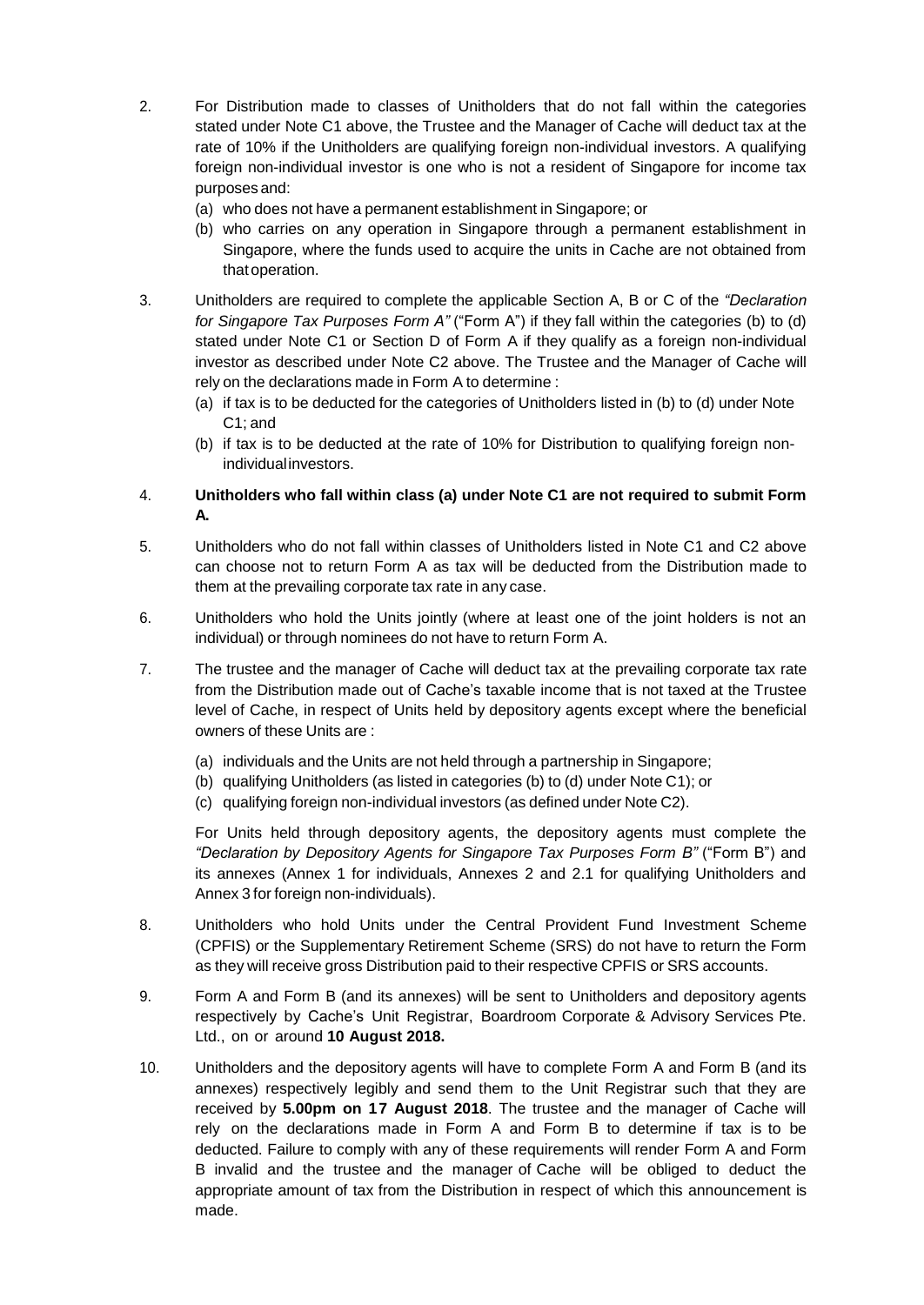2. For Distribution made to classes of Unitholders that do not fall within the categories stated under Note C1 above, the Trustee and the Manager of Cache will deduct tax at the rate of 10% if the Unitholders are qualifying foreign non-individual investors. A qualifying foreign non-individual investor is one who is not a resident of Singapore for income tax purposes and:
   (a) who does not have a permanent establishment in Singapore; or
   (b) who carries on any operation in Singapore through a permanent establishment in Singapore, where the funds used to acquire the units in Cache are not obtained from that operation.

3. Unitholders are required to complete the applicable Section A, B or C of the *"Declaration for Singapore Tax Purposes Form A"* ("Form A") if they fall within the categories (b) to (d) stated under Note C1 or Section D of Form A if they qualify as a foreign non-individual investor as described under Note C2 above. The Trustee and the Manager of Cache will rely on the declarations made in Form A to determine :
   (a) if tax is to be deducted for the categories of Unitholders listed in (b) to (d) under Note C1; and
   (b) if tax is to be deducted at the rate of 10% for Distribution to qualifying foreign non-individual investors.

4. **Unitholders who fall within class (a) under Note C1 are not required to submit Form A.**

5. Unitholders who do not fall within classes of Unitholders listed in Note C1 and C2 above can choose not to return Form A as tax will be deducted from the Distribution made to them at the prevailing corporate tax rate in any case.

6. Unitholders who hold the Units jointly (where at least one of the joint holders is not an individual) or through nominees do not have to return Form A.

7. The trustee and the manager of Cache will deduct tax at the prevailing corporate tax rate from the Distribution made out of Cache's taxable income that is not taxed at the Trustee level of Cache, in respect of Units held by depository agents except where the beneficial owners of these Units are :

   (a) individuals and the Units are not held through a partnership in Singapore;
   (b) qualifying Unitholders (as listed in categories (b) to (d) under Note C1); or
   (c) qualifying foreign non-individual investors (as defined under Note C2).

   For Units held through depository agents, the depository agents must complete the *"Declaration by Depository Agents for Singapore Tax Purposes Form B"* ("Form B") and its annexes (Annex 1 for individuals, Annexes 2 and 2.1 for qualifying Unitholders and Annex 3 for foreign non-individuals).

8. Unitholders who hold Units under the Central Provident Fund Investment Scheme (CPFIS) or the Supplementary Retirement Scheme (SRS) do not have to return the Form as they will receive gross Distribution paid to their respective CPFIS or SRS accounts.

9. Form A and Form B (and its annexes) will be sent to Unitholders and depository agents respectively by Cache's Unit Registrar, Boardroom Corporate & Advisory Services Pte. Ltd., on or around **10 August 2018.**

10. Unitholders and the depository agents will have to complete Form A and Form B (and its annexes) respectively legibly and send them to the Unit Registrar such that they are received by **5.00pm on 17 August 2018**. The trustee and the manager of Cache will rely on the declarations made in Form A and Form B to determine if tax is to be deducted. Failure to comply with any of these requirements will render Form A and Form B invalid and the trustee and the manager of Cache will be obliged to deduct the appropriate amount of tax from the Distribution in respect of which this announcement is made.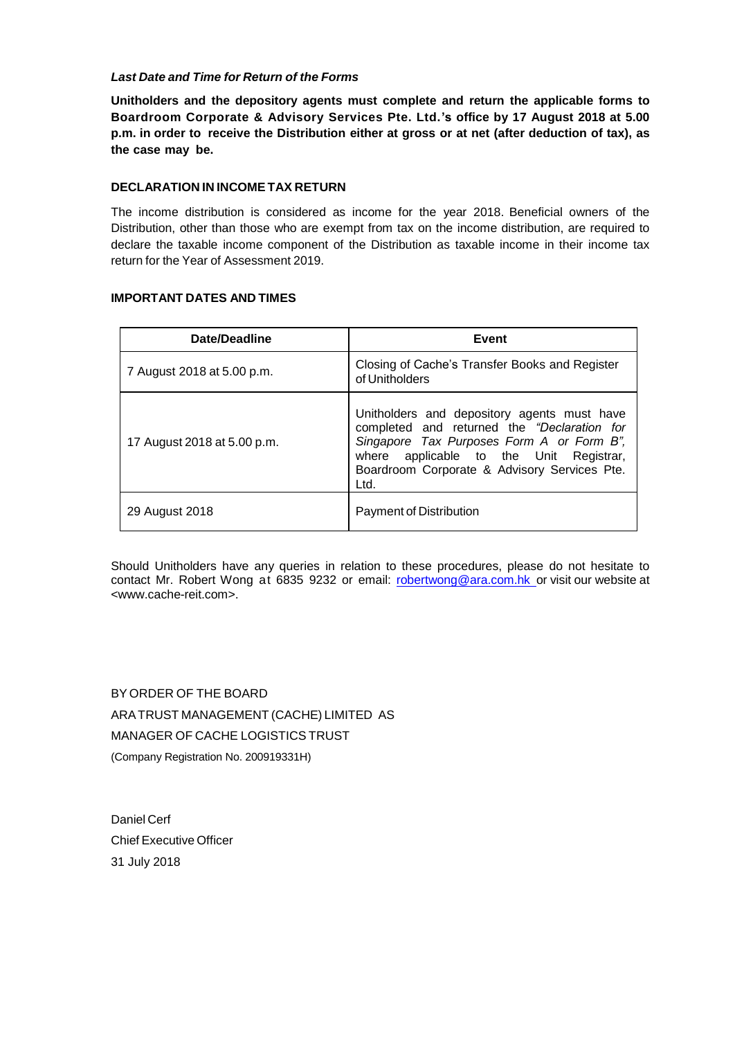***Last Date and Time for Return of the Forms***

**Unitholders and the depository agents must complete and return the applicable forms to Boardroom Corporate & Advisory Services Pte. Ltd.'s office by 17 August 2018 at 5.00 p.m. in order to receive the Distribution either at gross or at net (after deduction of tax), as the case may be.**

**DECLARATION IN INCOME TAX RETURN**

The income distribution is considered as income for the year 2018. Beneficial owners of the Distribution, other than those who are exempt from tax on the income distribution, are required to declare the taxable income component of the Distribution as taxable income in their income tax return for the Year of Assessment 2019.

**IMPORTANT DATES AND TIMES**

| Date/Deadline | Event |
|---|---|
| 7 August 2018 at 5.00 p.m. | Closing of Cache's Transfer Books and Register of Unitholders |
| 17 August 2018 at 5.00 p.m. | Unitholders and depository agents must have completed and returned the *"Declaration for Singapore Tax Purposes Form A or Form B"*, where applicable to the Unit Registrar, Boardroom Corporate & Advisory Services Pte. Ltd. |
| 29 August 2018 | Payment of Distribution |

Should Unitholders have any queries in relation to these procedures, please do not hesitate to contact Mr. Robert Wong at 6835 9232 or email: robertwong@ara.com.hk or visit our website at <www.cache-reit.com>.

BY ORDER OF THE BOARD
ARA TRUST MANAGEMENT (CACHE) LIMITED AS
MANAGER OF CACHE LOGISTICS TRUST
(Company Registration No. 200919331H)

Daniel Cerf
Chief Executive Officer
31 July 2018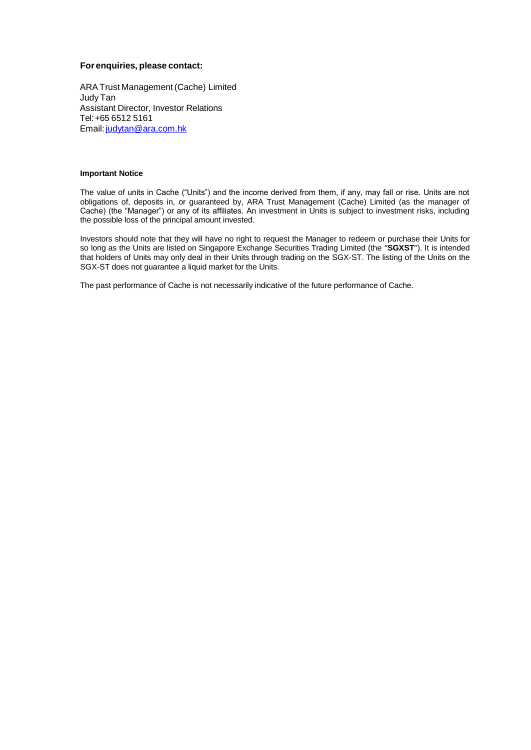**For enquiries, please contact:**

ARA Trust Management (Cache) Limited
Judy Tan
Assistant Director, Investor Relations
Tel: +65 6512 5161
Email: judytan@ara.com.hk

**Important Notice**

The value of units in Cache ("Units") and the income derived from them, if any, may fall or rise. Units are not obligations of, deposits in, or guaranteed by, ARA Trust Management (Cache) Limited (as the manager of Cache) (the "Manager") or any of its affiliates. An investment in Units is subject to investment risks, including the possible loss of the principal amount invested.

Investors should note that they will have no right to request the Manager to redeem or purchase their Units for so long as the Units are listed on Singapore Exchange Securities Trading Limited (the "**SGXST**"). It is intended that holders of Units may only deal in their Units through trading on the SGX-ST. The listing of the Units on the SGX-ST does not guarantee a liquid market for the Units.

The past performance of Cache is not necessarily indicative of the future performance of Cache.